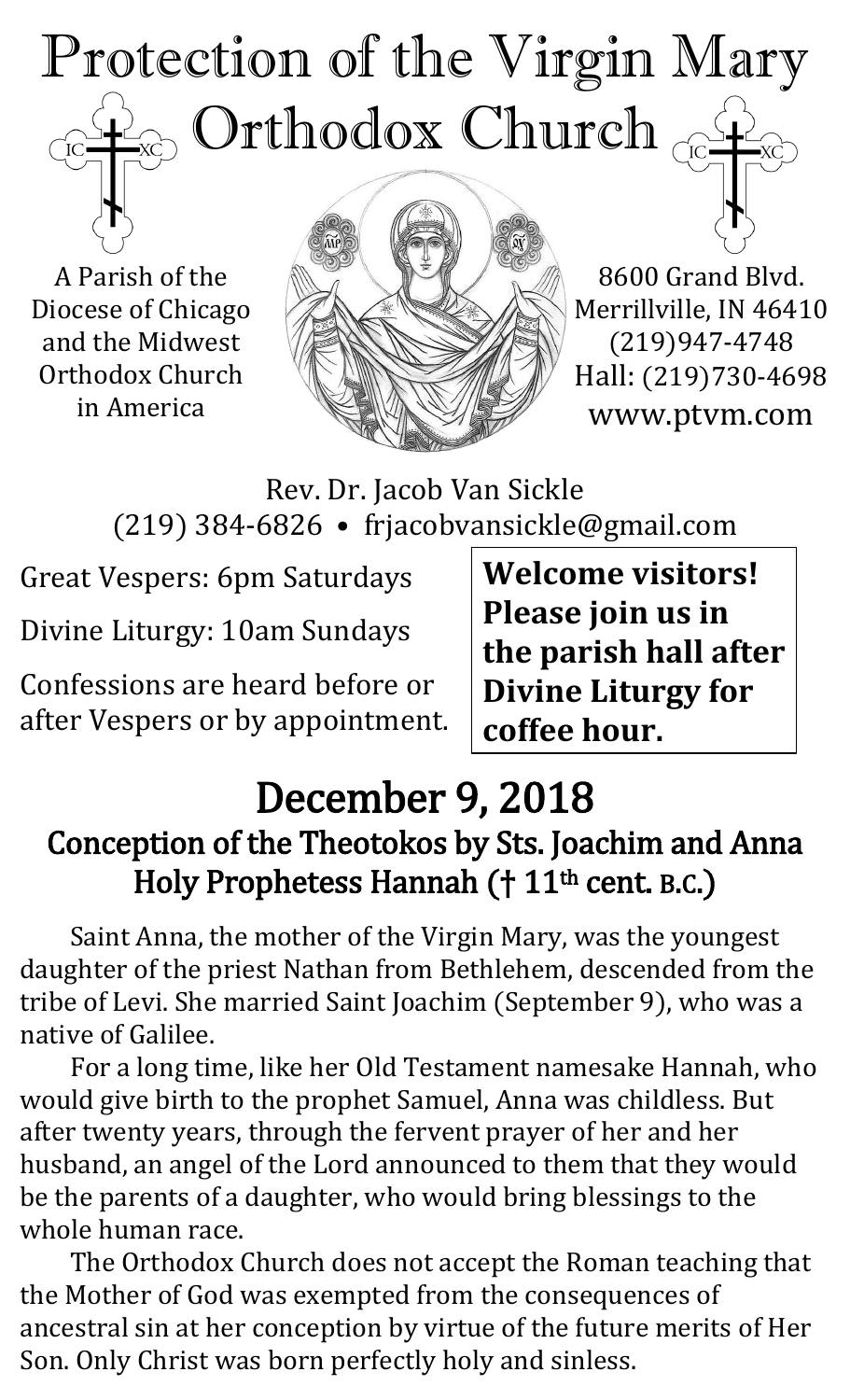# Protection of the Virgin Mary Orthodox Church

A Parish of the Diocese of Chicago and the Midwest Orthodox Church in America

8600 Grand Blvd.
Merrillville, IN 46410
(219)947-4748
Hall: (219)730-4698
www.ptvm.com

Rev. Dr. Jacob Van Sickle
(219) 384-6826 • frjacobvansickle@gmail.com

Great Vespers: 6pm Saturdays

Divine Liturgy: 10am Sundays

Confessions are heard before or after Vespers or by appointment.

**Welcome visitors! Please join us in the parish hall after Divine Liturgy for coffee hour.**

## December 9, 2018

### Conception of the Theotokos by Sts. Joachim and Anna
### Holy Prophetess Hannah († 11th cent. B.C.)

Saint Anna, the mother of the Virgin Mary, was the youngest daughter of the priest Nathan from Bethlehem, descended from the tribe of Levi. She married Saint Joachim (September 9), who was a native of Galilee.

For a long time, like her Old Testament namesake Hannah, who would give birth to the prophet Samuel, Anna was childless. But after twenty years, through the fervent prayer of her and her husband, an angel of the Lord announced to them that they would be the parents of a daughter, who would bring blessings to the whole human race.

The Orthodox Church does not accept the Roman teaching that the Mother of God was exempted from the consequences of ancestral sin at her conception by virtue of the future merits of Her Son. Only Christ was born perfectly holy and sinless.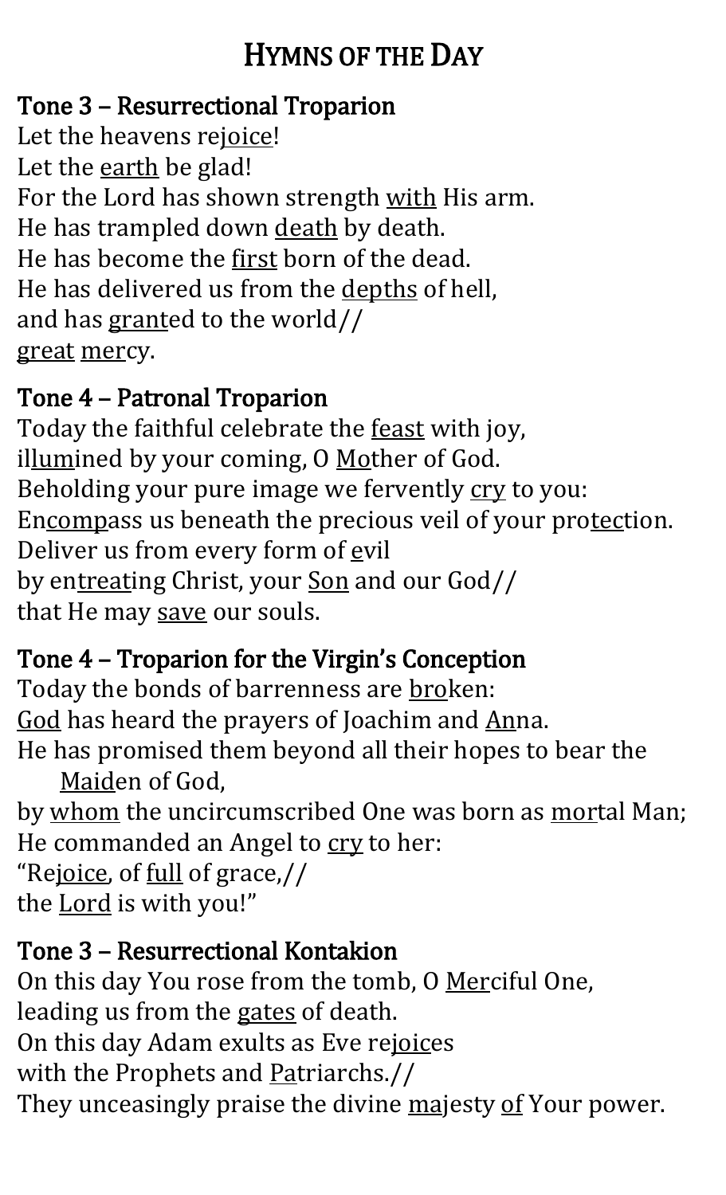# Hymns of the Day

### Tone 3 – Resurrectional Troparion

Let the heavens rejoice!
Let the earth be glad!
For the Lord has shown strength with His arm.
He has trampled down death by death.
He has become the first born of the dead.
He has delivered us from the depths of hell,
and has granted to the world//
great mercy.

### Tone 4 – Patronal Troparion

Today the faithful celebrate the feast with joy,
illumined by your coming, O Mother of God.
Beholding your pure image we fervently cry to you:
Encompass us beneath the precious veil of your protection.
Deliver us from every form of evil
by entreating Christ, your Son and our God//
that He may save our souls.

### Tone 4 – Troparion for the Virgin's Conception

Today the bonds of barrenness are broken:
God has heard the prayers of Joachim and Anna.
He has promised them beyond all their hopes to bear the Maiden of God,
by whom the uncircumscribed One was born as mortal Man;
He commanded an Angel to cry to her:
"Rejoice, of full of grace,//
the Lord is with you!"

### Tone 3 – Resurrectional Kontakion

On this day You rose from the tomb, O Merciful One,
leading us from the gates of death.
On this day Adam exults as Eve rejoices
with the Prophets and Patriarchs.//
They unceasingly praise the divine majesty of Your power.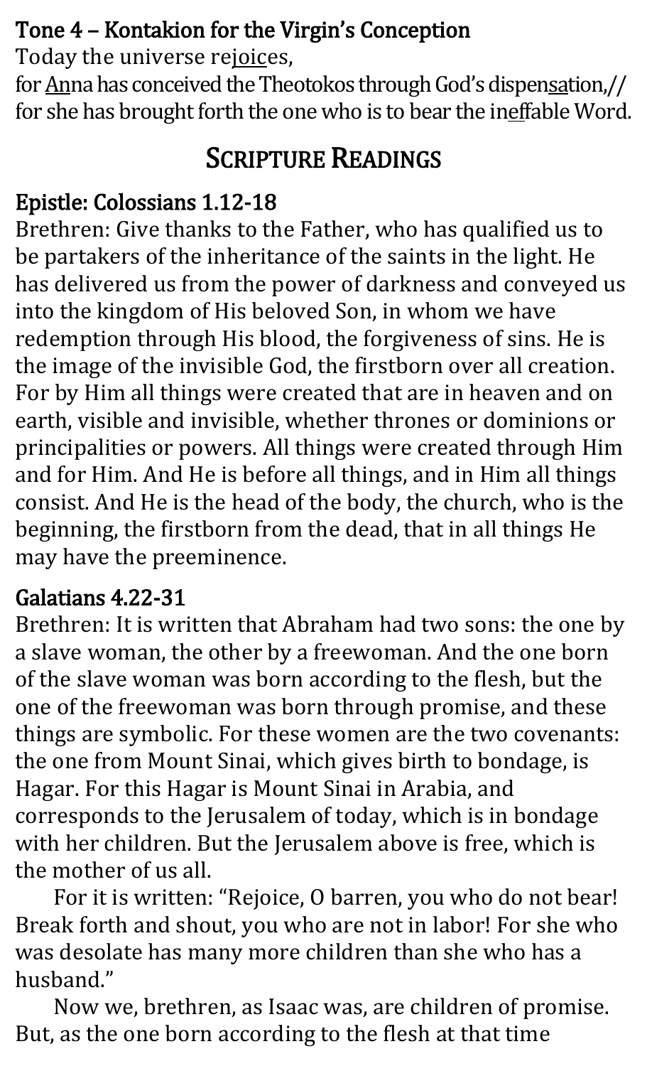**Tone 4 – Kontakion for the Virgin's Conception**

Today the universe rejoices,
for Anna has conceived the Theotokos through God's dispensation,//
for she has brought forth the one who is to bear the ineffable Word.

## Scripture Readings

**Epistle: Colossians 1.12-18**

Brethren: Give thanks to the Father, who has qualified us to be partakers of the inheritance of the saints in the light. He has delivered us from the power of darkness and conveyed us into the kingdom of His beloved Son, in whom we have redemption through His blood, the forgiveness of sins. He is the image of the invisible God, the firstborn over all creation. For by Him all things were created that are in heaven and on earth, visible and invisible, whether thrones or dominions or principalities or powers. All things were created through Him and for Him. And He is before all things, and in Him all things consist. And He is the head of the body, the church, who is the beginning, the firstborn from the dead, that in all things He may have the preeminence.

**Galatians 4.22-31**

Brethren: It is written that Abraham had two sons: the one by a slave woman, the other by a freewoman. And the one born of the slave woman was born according to the flesh, but the one of the freewoman was born through promise, and these things are symbolic. For these women are the two covenants: the one from Mount Sinai, which gives birth to bondage, is Hagar. For this Hagar is Mount Sinai in Arabia, and corresponds to the Jerusalem of today, which is in bondage with her children. But the Jerusalem above is free, which is the mother of us all.

For it is written: "Rejoice, O barren, you who do not bear! Break forth and shout, you who are not in labor! For she who was desolate has many more children than she who has a husband."

Now we, brethren, as Isaac was, are children of promise. But, as the one born according to the flesh at that time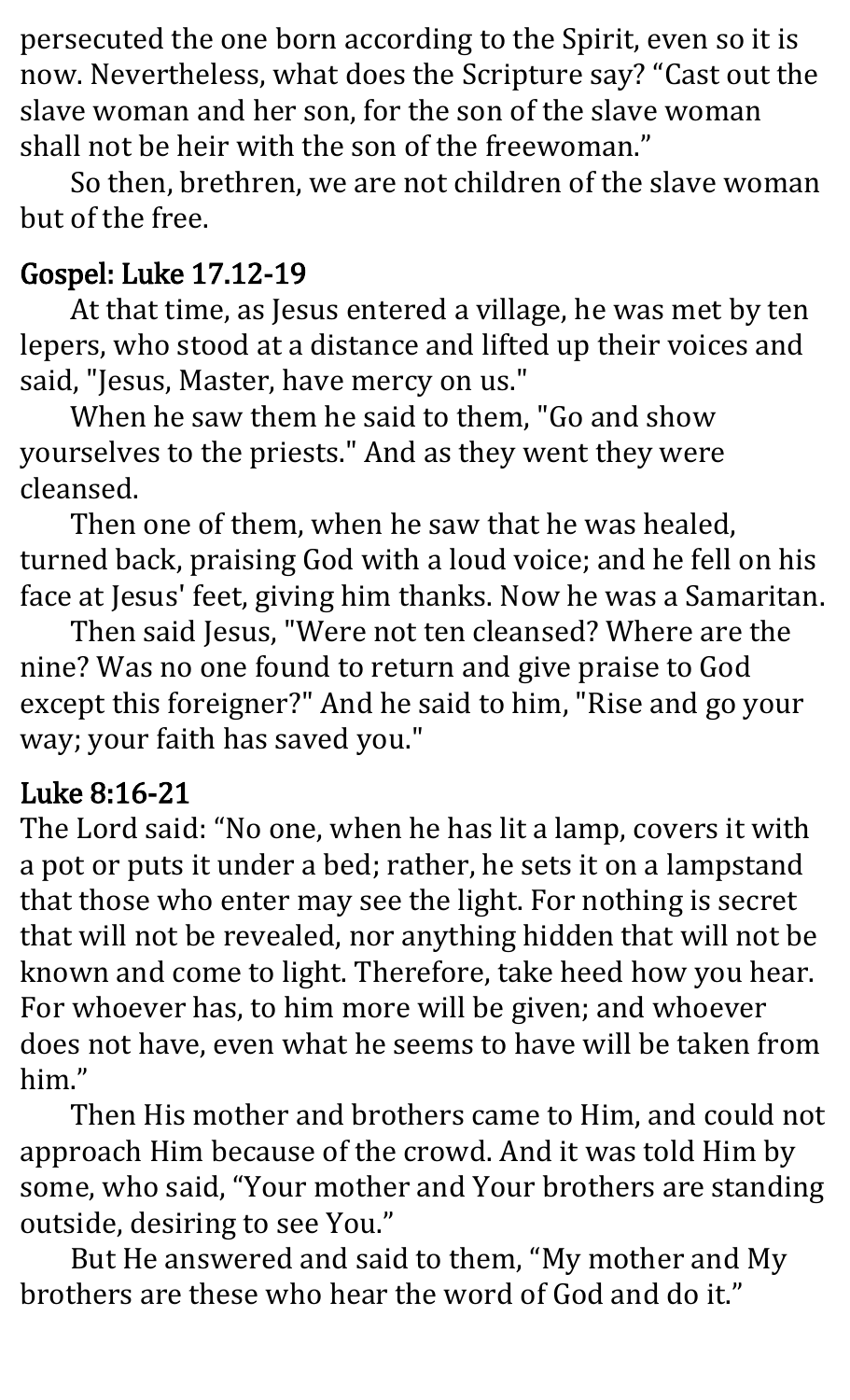persecuted the one born according to the Spirit, even so it is now. Nevertheless, what does the Scripture say? "Cast out the slave woman and her son, for the son of the slave woman shall not be heir with the son of the freewoman."

So then, brethren, we are not children of the slave woman but of the free.

## Gospel: Luke 17.12-19

At that time, as Jesus entered a village, he was met by ten lepers, who stood at a distance and lifted up their voices and said, "Jesus, Master, have mercy on us."

When he saw them he said to them, "Go and show yourselves to the priests." And as they went they were cleansed.

Then one of them, when he saw that he was healed, turned back, praising God with a loud voice; and he fell on his face at Jesus' feet, giving him thanks. Now he was a Samaritan.

Then said Jesus, "Were not ten cleansed? Where are the nine? Was no one found to return and give praise to God except this foreigner?" And he said to him, "Rise and go your way; your faith has saved you."

## Luke 8:16-21

The Lord said: "No one, when he has lit a lamp, covers it with a pot or puts it under a bed; rather, he sets it on a lampstand that those who enter may see the light. For nothing is secret that will not be revealed, nor anything hidden that will not be known and come to light. Therefore, take heed how you hear. For whoever has, to him more will be given; and whoever does not have, even what he seems to have will be taken from him."

Then His mother and brothers came to Him, and could not approach Him because of the crowd. And it was told Him by some, who said, "Your mother and Your brothers are standing outside, desiring to see You."

But He answered and said to them, "My mother and My brothers are these who hear the word of God and do it."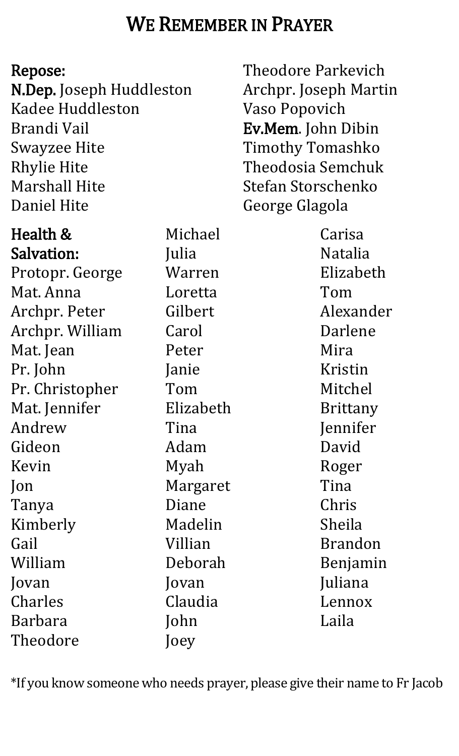# We Remember in Prayer

**Repose:**
**N.Dep.** Joseph Huddleston
Kadee Huddleston
Brandi Vail
Swayzee Hite
Rhylie Hite
Marshall Hite
Daniel Hite
Theodore Parkevich
Archpr. Joseph Martin
Vaso Popovich
**Ev.Mem**. John Dibin
Timothy Tomashko
Theodosia Semchuk
Stefan Storschenko
George Glagola

**Health & Salvation:**
Protopr. George
Mat. Anna
Archpr. Peter
Archpr. William
Mat. Jean
Pr. John
Pr. Christopher
Mat. Jennifer
Andrew
Gideon
Kevin
Jon
Tanya
Kimberly
Gail
William
Jovan
Charles
Barbara
Theodore
Michael
Julia
Warren
Loretta
Gilbert
Carol
Peter
Janie
Tom
Elizabeth
Tina
Adam
Myah
Margaret
Diane
Madelin
Villian
Deborah
Jovan
Claudia
John
Joey
Carisa
Natalia
Elizabeth
Tom
Alexander
Darlene
Mira
Kristin
Mitchel
Brittany
Jennifer
David
Roger
Tina
Chris
Sheila
Brandon
Benjamin
Juliana
Lennox
Laila

*If you know someone who needs prayer, please give their name to Fr Jacob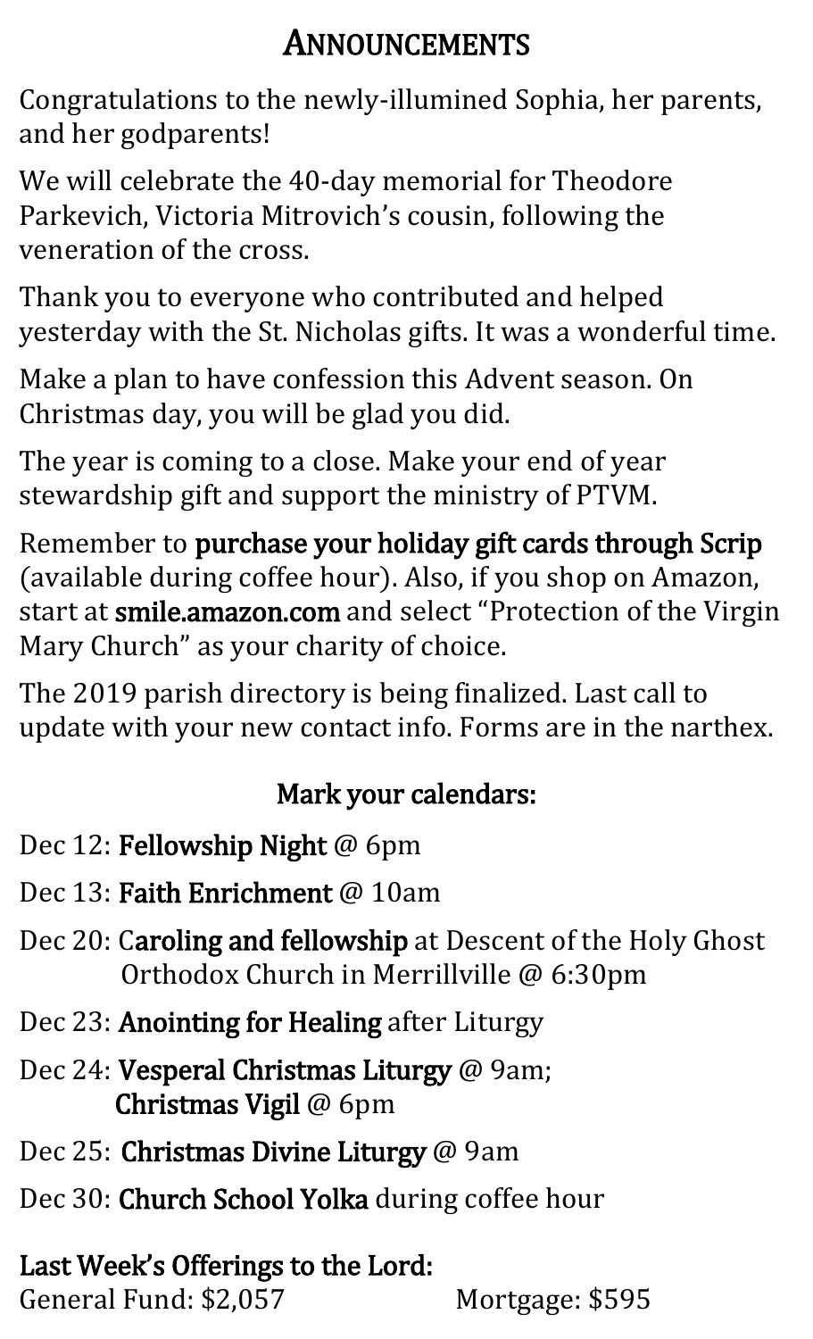# Announcements

Congratulations to the newly-illumined Sophia, her parents, and her godparents!

We will celebrate the 40-day memorial for Theodore Parkevich, Victoria Mitrovich's cousin, following the veneration of the cross.

Thank you to everyone who contributed and helped yesterday with the St. Nicholas gifts. It was a wonderful time.

Make a plan to have confession this Advent season. On Christmas day, you will be glad you did.

The year is coming to a close. Make your end of year stewardship gift and support the ministry of PTVM.

Remember to **purchase your holiday gift cards through Scrip** (available during coffee hour). Also, if you shop on Amazon, start at **smile.amazon.com** and select "Protection of the Virgin Mary Church" as your charity of choice.

The 2019 parish directory is being finalized. Last call to update with your new contact info. Forms are in the narthex.

## Mark your calendars:

- Dec 12: **Fellowship Night** @ 6pm
- Dec 13: **Faith Enrichment** @ 10am
- Dec 20: **Caroling and fellowship** at Descent of the Holy Ghost Orthodox Church in Merrillville @ 6:30pm
- Dec 23: **Anointing for Healing** after Liturgy
- Dec 24: **Vesperal Christmas Liturgy** @ 9am; **Christmas Vigil** @ 6pm
- Dec 25: **Christmas Divine Liturgy** @ 9am
- Dec 30: **Church School Yolka** during coffee hour

**Last Week's Offerings to the Lord:**

General Fund: $2,057 Mortgage: $595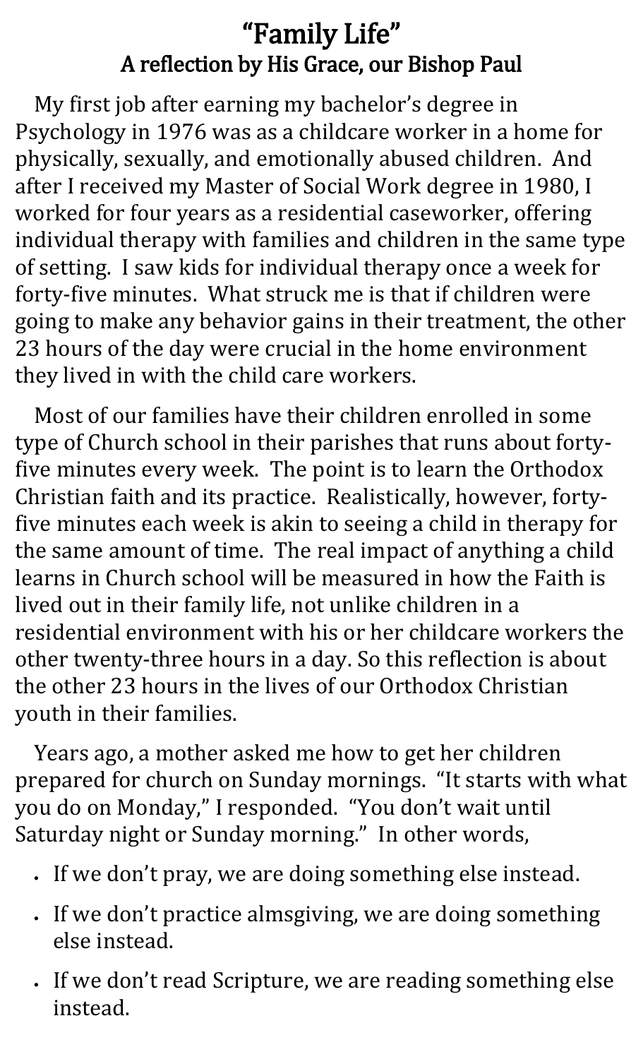# "Family Life"

## A reflection by His Grace, our Bishop Paul

My first job after earning my bachelor's degree in Psychology in 1976 was as a childcare worker in a home for physically, sexually, and emotionally abused children. And after I received my Master of Social Work degree in 1980, I worked for four years as a residential caseworker, offering individual therapy with families and children in the same type of setting. I saw kids for individual therapy once a week for forty-five minutes. What struck me is that if children were going to make any behavior gains in their treatment, the other 23 hours of the day were crucial in the home environment they lived in with the child care workers.

Most of our families have their children enrolled in some type of Church school in their parishes that runs about forty-five minutes every week. The point is to learn the Orthodox Christian faith and its practice. Realistically, however, forty-five minutes each week is akin to seeing a child in therapy for the same amount of time. The real impact of anything a child learns in Church school will be measured in how the Faith is lived out in their family life, not unlike children in a residential environment with his or her childcare workers the other twenty-three hours in a day. So this reflection is about the other 23 hours in the lives of our Orthodox Christian youth in their families.

Years ago, a mother asked me how to get her children prepared for church on Sunday mornings. "It starts with what you do on Monday," I responded. "You don't wait until Saturday night or Sunday morning." In other words,

- If we don't pray, we are doing something else instead.
- If we don't practice almsgiving, we are doing something else instead.
- If we don't read Scripture, we are reading something else instead.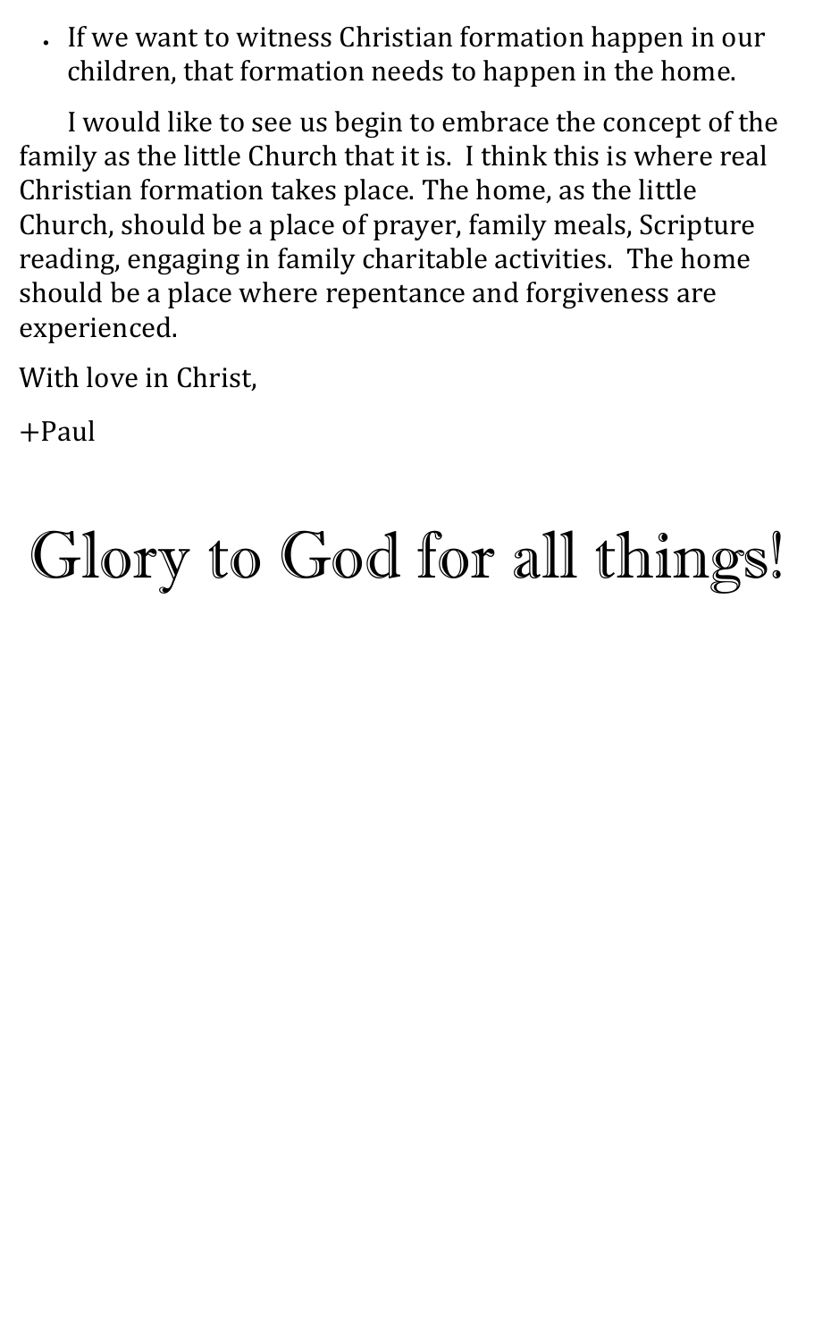- If we want to witness Christian formation happen in our children, that formation needs to happen in the home.

I would like to see us begin to embrace the concept of the family as the little Church that it is. I think this is where real Christian formation takes place. The home, as the little Church, should be a place of prayer, family meals, Scripture reading, engaging in family charitable activities. The home should be a place where repentance and forgiveness are experienced.

With love in Christ,

+Paul

# Glory to God for all things!